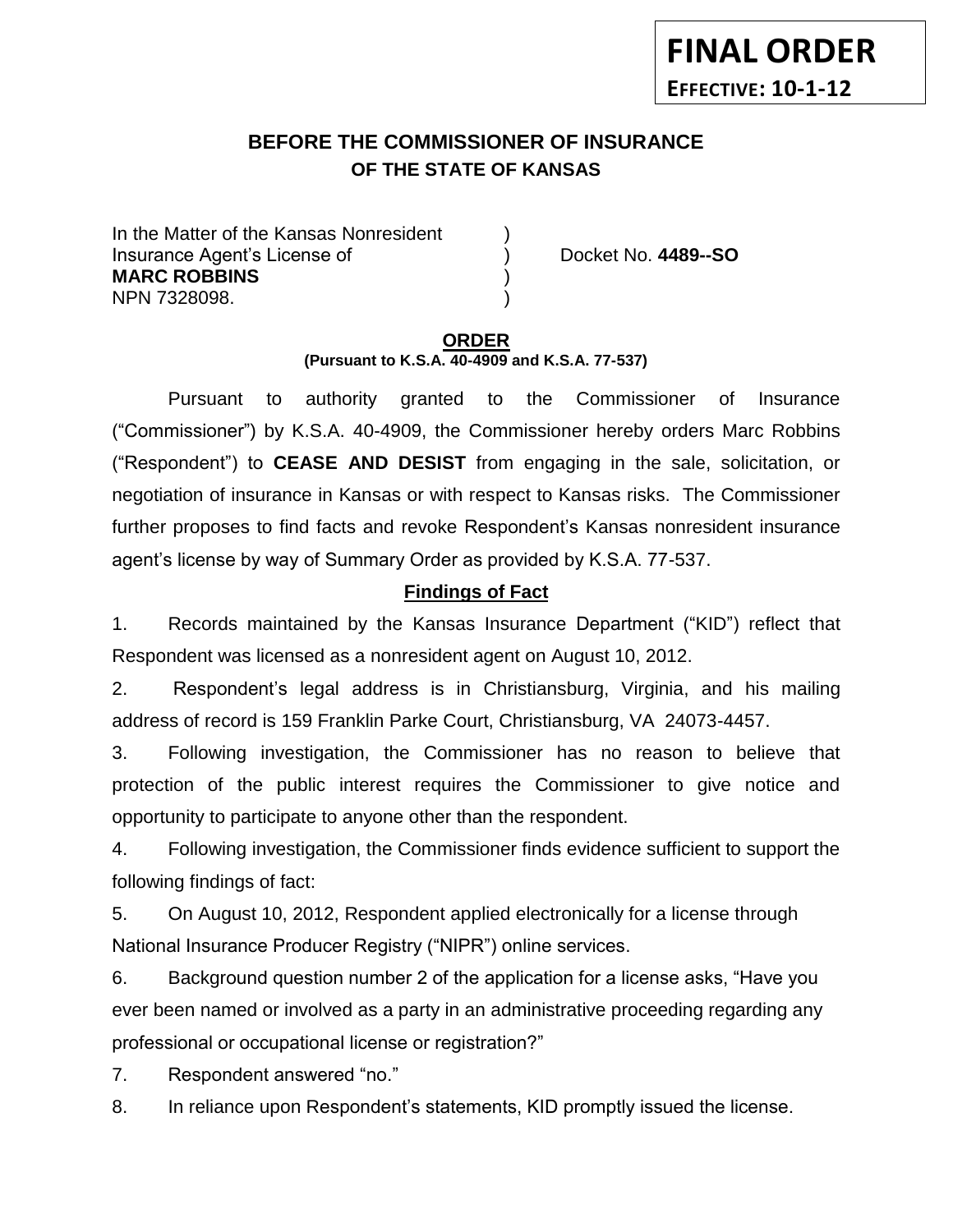**FINAL ORDER**
**EFFECTIVE: 10-1-12**

# BEFORE THE COMMISSIONER OF INSURANCE
## OF THE STATE OF KANSAS

In the Matter of the Kansas Nonresident )
Insurance Agent's License of ) Docket No. **4489--SO**
**MARC ROBBINS** )
NPN 7328098. )

**ORDER**
**(Pursuant to K.S.A. 40-4909 and K.S.A. 77-537)**

Pursuant to authority granted to the Commissioner of Insurance ("Commissioner") by K.S.A. 40-4909, the Commissioner hereby orders Marc Robbins ("Respondent") to **CEASE AND DESIST** from engaging in the sale, solicitation, or negotiation of insurance in Kansas or with respect to Kansas risks. The Commissioner further proposes to find facts and revoke Respondent's Kansas nonresident insurance agent's license by way of Summary Order as provided by K.S.A. 77-537.

**Findings of Fact**

1. Records maintained by the Kansas Insurance Department ("KID") reflect that Respondent was licensed as a nonresident agent on August 10, 2012.

2. Respondent's legal address is in Christiansburg, Virginia, and his mailing address of record is 159 Franklin Parke Court, Christiansburg, VA 24073-4457.

3. Following investigation, the Commissioner has no reason to believe that protection of the public interest requires the Commissioner to give notice and opportunity to participate to anyone other than the respondent.

4. Following investigation, the Commissioner finds evidence sufficient to support the following findings of fact:

5. On August 10, 2012, Respondent applied electronically for a license through National Insurance Producer Registry ("NIPR") online services.

6. Background question number 2 of the application for a license asks, "Have you ever been named or involved as a party in an administrative proceeding regarding any professional or occupational license or registration?"

7. Respondent answered "no."

8. In reliance upon Respondent's statements, KID promptly issued the license.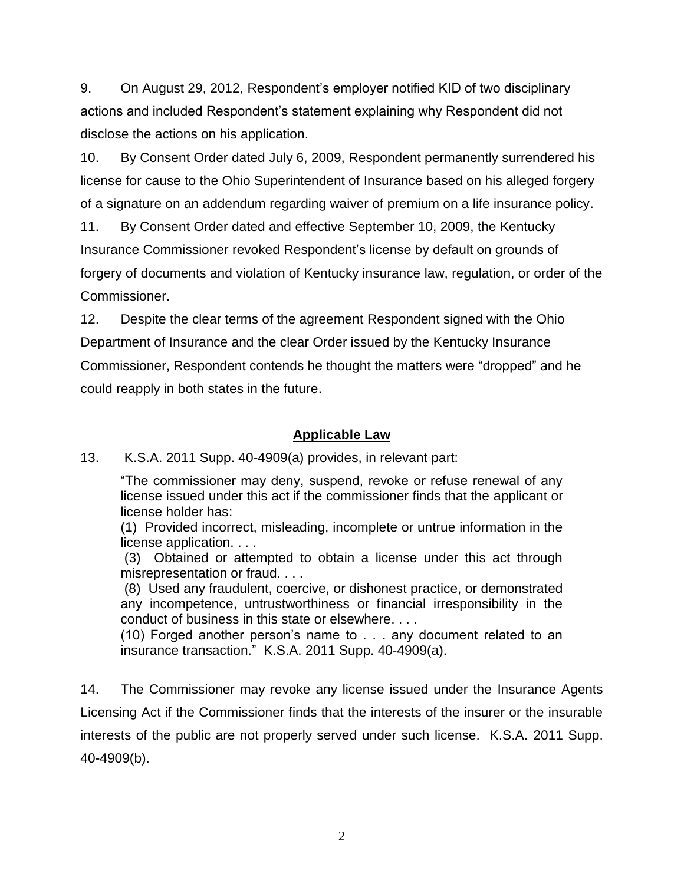9. On August 29, 2012, Respondent's employer notified KID of two disciplinary actions and included Respondent's statement explaining why Respondent did not disclose the actions on his application.

10. By Consent Order dated July 6, 2009, Respondent permanently surrendered his license for cause to the Ohio Superintendent of Insurance based on his alleged forgery of a signature on an addendum regarding waiver of premium on a life insurance policy.

11. By Consent Order dated and effective September 10, 2009, the Kentucky Insurance Commissioner revoked Respondent's license by default on grounds of forgery of documents and violation of Kentucky insurance law, regulation, or order of the Commissioner.

12. Despite the clear terms of the agreement Respondent signed with the Ohio Department of Insurance and the clear Order issued by the Kentucky Insurance Commissioner, Respondent contends he thought the matters were "dropped" and he could reapply in both states in the future.

## **Applicable Law**

13. K.S.A. 2011 Supp. 40-4909(a) provides, in relevant part:

> "The commissioner may deny, suspend, revoke or refuse renewal of any license issued under this act if the commissioner finds that the applicant or license holder has:
>
> (1) Provided incorrect, misleading, incomplete or untrue information in the license application. . . .
>
> (3) Obtained or attempted to obtain a license under this act through misrepresentation or fraud. . . .
>
> (8) Used any fraudulent, coercive, or dishonest practice, or demonstrated any incompetence, untrustworthiness or financial irresponsibility in the conduct of business in this state or elsewhere. . . .
>
> (10) Forged another person's name to . . . any document related to an insurance transaction." K.S.A. 2011 Supp. 40-4909(a).

14. The Commissioner may revoke any license issued under the Insurance Agents Licensing Act if the Commissioner finds that the interests of the insurer or the insurable interests of the public are not properly served under such license. K.S.A. 2011 Supp. 40-4909(b).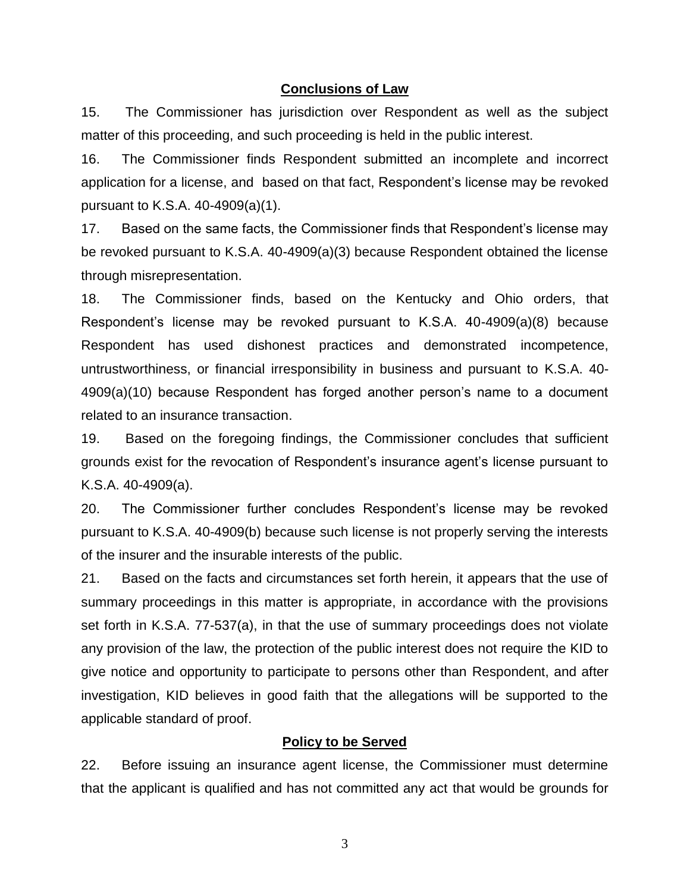## Conclusions of Law

15. The Commissioner has jurisdiction over Respondent as well as the subject matter of this proceeding, and such proceeding is held in the public interest.

16. The Commissioner finds Respondent submitted an incomplete and incorrect application for a license, and based on that fact, Respondent's license may be revoked pursuant to K.S.A. 40-4909(a)(1).

17. Based on the same facts, the Commissioner finds that Respondent's license may be revoked pursuant to K.S.A. 40-4909(a)(3) because Respondent obtained the license through misrepresentation.

18. The Commissioner finds, based on the Kentucky and Ohio orders, that Respondent's license may be revoked pursuant to K.S.A. 40-4909(a)(8) because Respondent has used dishonest practices and demonstrated incompetence, untrustworthiness, or financial irresponsibility in business and pursuant to K.S.A. 40-4909(a)(10) because Respondent has forged another person's name to a document related to an insurance transaction.

19. Based on the foregoing findings, the Commissioner concludes that sufficient grounds exist for the revocation of Respondent's insurance agent's license pursuant to K.S.A. 40-4909(a).

20. The Commissioner further concludes Respondent's license may be revoked pursuant to K.S.A. 40-4909(b) because such license is not properly serving the interests of the insurer and the insurable interests of the public.

21. Based on the facts and circumstances set forth herein, it appears that the use of summary proceedings in this matter is appropriate, in accordance with the provisions set forth in K.S.A. 77-537(a), in that the use of summary proceedings does not violate any provision of the law, the protection of the public interest does not require the KID to give notice and opportunity to participate to persons other than Respondent, and after investigation, KID believes in good faith that the allegations will be supported to the applicable standard of proof.

## Policy to be Served

22. Before issuing an insurance agent license, the Commissioner must determine that the applicant is qualified and has not committed any act that would be grounds for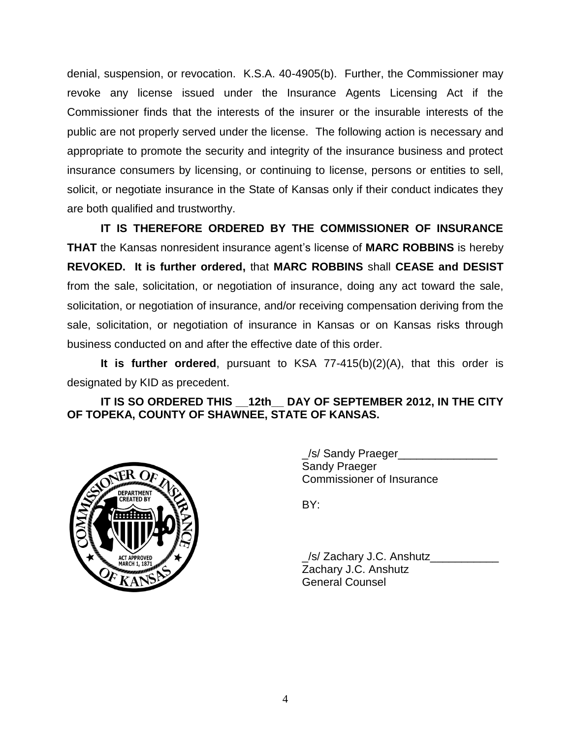denial, suspension, or revocation. K.S.A. 40-4905(b). Further, the Commissioner may revoke any license issued under the Insurance Agents Licensing Act if the Commissioner finds that the interests of the insurer or the insurable interests of the public are not properly served under the license. The following action is necessary and appropriate to promote the security and integrity of the insurance business and protect insurance consumers by licensing, or continuing to license, persons or entities to sell, solicit, or negotiate insurance in the State of Kansas only if their conduct indicates they are both qualified and trustworthy.

**IT IS THEREFORE ORDERED BY THE COMMISSIONER OF INSURANCE THAT** the Kansas nonresident insurance agent's license of **MARC ROBBINS** is hereby **REVOKED. It is further ordered,** that **MARC ROBBINS** shall **CEASE and DESIST** from the sale, solicitation, or negotiation of insurance, doing any act toward the sale, solicitation, or negotiation of insurance, and/or receiving compensation deriving from the sale, solicitation, or negotiation of insurance in Kansas or on Kansas risks through business conducted on and after the effective date of this order.

**It is further ordered**, pursuant to KSA 77-415(b)(2)(A), that this order is designated by KID as precedent.

**IT IS SO ORDERED THIS __12th__ DAY OF SEPTEMBER 2012, IN THE CITY OF TOPEKA, COUNTY OF SHAWNEE, STATE OF KANSAS.**

_/s/ Sandy Praeger________________
Sandy Praeger
Commissioner of Insurance

BY:

_/s/ Zachary J.C. Anshutz___________
Zachary J.C. Anshutz
General Counsel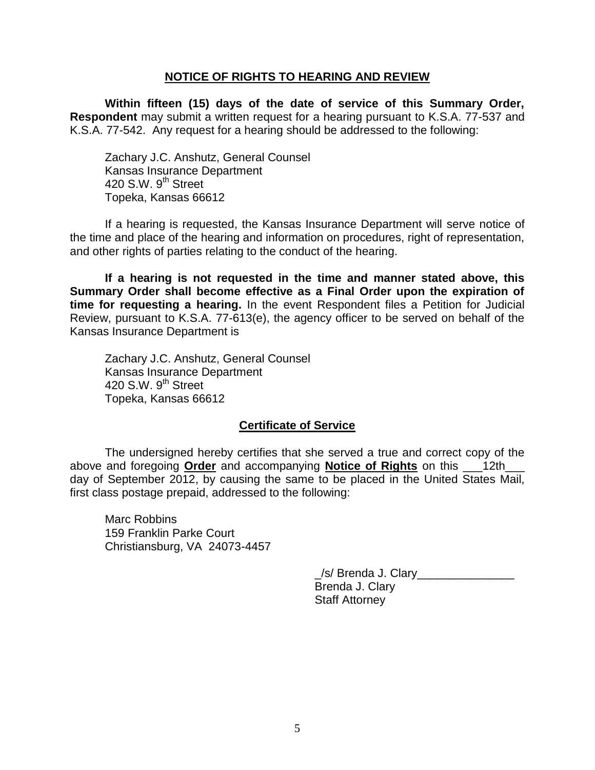## NOTICE OF RIGHTS TO HEARING AND REVIEW

**Within fifteen (15) days of the date of service of this Summary Order, Respondent** may submit a written request for a hearing pursuant to K.S.A. 77-537 and K.S.A. 77-542. Any request for a hearing should be addressed to the following:

Zachary J.C. Anshutz, General Counsel
Kansas Insurance Department
420 S.W. 9th Street
Topeka, Kansas 66612

If a hearing is requested, the Kansas Insurance Department will serve notice of the time and place of the hearing and information on procedures, right of representation, and other rights of parties relating to the conduct of the hearing.

**If a hearing is not requested in the time and manner stated above, this Summary Order shall become effective as a Final Order upon the expiration of time for requesting a hearing.** In the event Respondent files a Petition for Judicial Review, pursuant to K.S.A. 77-613(e), the agency officer to be served on behalf of the Kansas Insurance Department is

Zachary J.C. Anshutz, General Counsel
Kansas Insurance Department
420 S.W. 9th Street
Topeka, Kansas 66612

## Certificate of Service

The undersigned hereby certifies that she served a true and correct copy of the above and foregoing **Order** and accompanying **Notice of Rights** on this ___12th___ day of September 2012, by causing the same to be placed in the United States Mail, first class postage prepaid, addressed to the following:

Marc Robbins
159 Franklin Parke Court
Christiansburg, VA 24073-4457

_/s/ Brenda J. Clary_______________
Brenda J. Clary
Staff Attorney